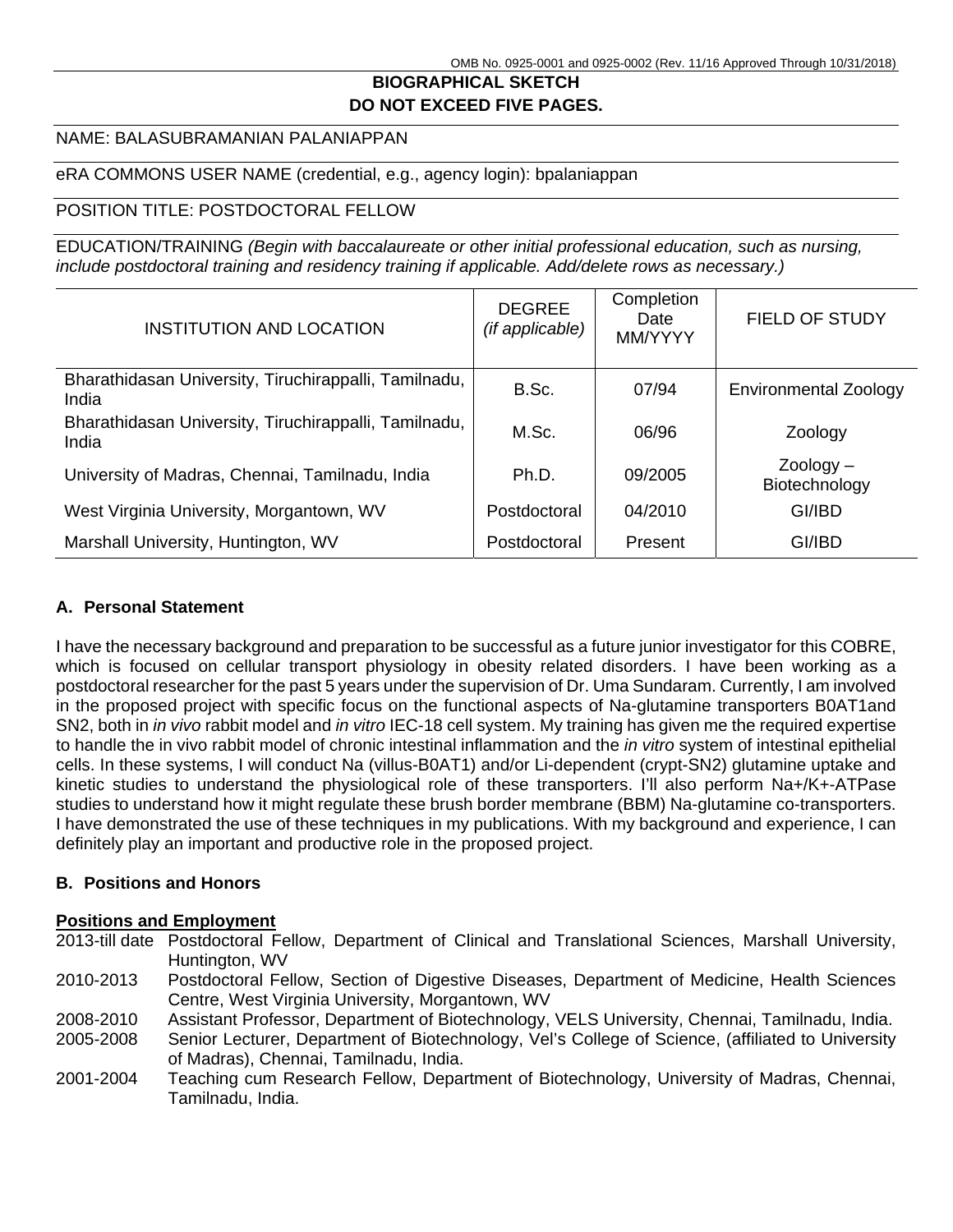OMB No. 0925-0001 and 0925-0002 (Rev. 11/16 Approved Through 10/31/2018)

# BIOGRAPHICAL SKETCH

**DO NOT EXCEED FIVE PAGES.**

NAME: BALASUBRAMANIAN PALANIAPPAN

eRA COMMONS USER NAME (credential, e.g., agency login): bpalaniappan

POSITION TITLE: POSTDOCTORAL FELLOW

EDUCATION/TRAINING *(Begin with baccalaureate or other initial professional education, such as nursing, include postdoctoral training and residency training if applicable. Add/delete rows as necessary.)*

| INSTITUTION AND LOCATION | DEGREE *(if applicable)* | Completion Date MM/YYYY | FIELD OF STUDY |
|---|---|---|---|
| Bharathidasan University, Tiruchirappalli, Tamilnadu, India | B.Sc. | 07/94 | Environmental Zoology |
| Bharathidasan University, Tiruchirappalli, Tamilnadu, India | M.Sc. | 06/96 | Zoology |
| University of Madras, Chennai, Tamilnadu, India | Ph.D. | 09/2005 | Zoology – Biotechnology |
| West Virginia University, Morgantown, WV | Postdoctoral | 04/2010 | GI/IBD |
| Marshall University, Huntington, WV | Postdoctoral | Present | GI/IBD |

## A. Personal Statement

I have the necessary background and preparation to be successful as a future junior investigator for this COBRE, which is focused on cellular transport physiology in obesity related disorders. I have been working as a postdoctoral researcher for the past 5 years under the supervision of Dr. Uma Sundaram. Currently, I am involved in the proposed project with specific focus on the functional aspects of Na-glutamine transporters B0AT1and SN2, both in *in vivo* rabbit model and *in vitro* IEC-18 cell system. My training has given me the required expertise to handle the in vivo rabbit model of chronic intestinal inflammation and the *in vitro* system of intestinal epithelial cells. In these systems, I will conduct Na (villus-B0AT1) and/or Li-dependent (crypt-SN2) glutamine uptake and kinetic studies to understand the physiological role of these transporters. I'll also perform Na+/K+-ATPase studies to understand how it might regulate these brush border membrane (BBM) Na-glutamine co-transporters. I have demonstrated the use of these techniques in my publications. With my background and experience, I can definitely play an important and productive role in the proposed project.

## B. Positions and Honors

**Positions and Employment**

2013-till date Postdoctoral Fellow, Department of Clinical and Translational Sciences, Marshall University, Huntington, WV

2010-2013 Postdoctoral Fellow, Section of Digestive Diseases, Department of Medicine, Health Sciences Centre, West Virginia University, Morgantown, WV

2008-2010 Assistant Professor, Department of Biotechnology, VELS University, Chennai, Tamilnadu, India.

2005-2008 Senior Lecturer, Department of Biotechnology, Vel's College of Science, (affiliated to University of Madras), Chennai, Tamilnadu, India.

2001-2004 Teaching cum Research Fellow, Department of Biotechnology, University of Madras, Chennai, Tamilnadu, India.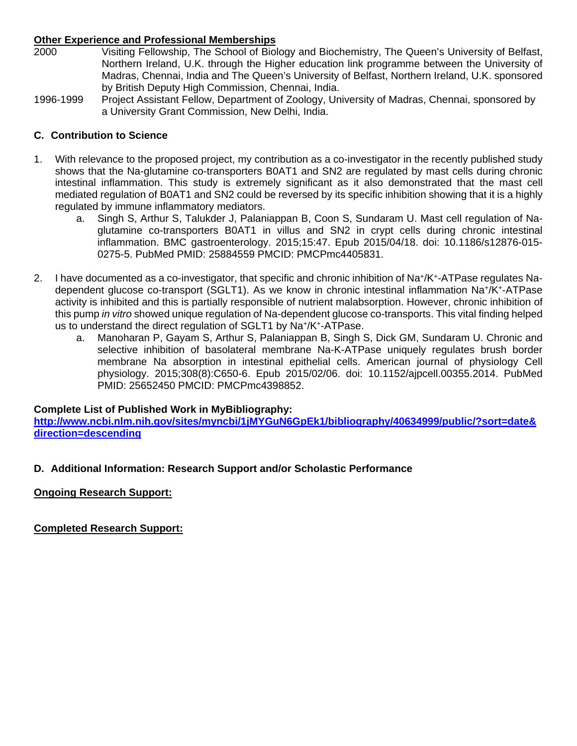**Other Experience and Professional Memberships**

2000 Visiting Fellowship, The School of Biology and Biochemistry, The Queen's University of Belfast, Northern Ireland, U.K. through the Higher education link programme between the University of Madras, Chennai, India and The Queen's University of Belfast, Northern Ireland, U.K. sponsored by British Deputy High Commission, Chennai, India.

1996-1999 Project Assistant Fellow, Department of Zoology, University of Madras, Chennai, sponsored by a University Grant Commission, New Delhi, India.

## C. Contribution to Science

1. With relevance to the proposed project, my contribution as a co-investigator in the recently published study shows that the Na-glutamine co-transporters B0AT1 and SN2 are regulated by mast cells during chronic intestinal inflammation. This study is extremely significant as it also demonstrated that the mast cell mediated regulation of B0AT1 and SN2 could be reversed by its specific inhibition showing that it is a highly regulated by immune inflammatory mediators.
   a. Singh S, Arthur S, Talukder J, Palaniappan B, Coon S, Sundaram U. Mast cell regulation of Na-glutamine co-transporters B0AT1 in villus and SN2 in crypt cells during chronic intestinal inflammation. BMC gastroenterology. 2015;15:47. Epub 2015/04/18. doi: 10.1186/s12876-015-0275-5. PubMed PMID: 25884559 PMCID: PMCPmc4405831.

2. I have documented as a co-investigator, that specific and chronic inhibition of $Na^+/K^+$-ATPase regulates Na-dependent glucose co-transport (SGLT1). As we know in chronic intestinal inflammation $Na^+/K^+$-ATPase activity is inhibited and this is partially responsible of nutrient malabsorption. However, chronic inhibition of this pump *in vitro* showed unique regulation of Na-dependent glucose co-transports. This vital finding helped us to understand the direct regulation of SGLT1 by $Na^+/K^+$-ATPase.
   a. Manoharan P, Gayam S, Arthur S, Palaniappan B, Singh S, Dick GM, Sundaram U. Chronic and selective inhibition of basolateral membrane Na-K-ATPase uniquely regulates brush border membrane Na absorption in intestinal epithelial cells. American journal of physiology Cell physiology. 2015;308(8):C650-6. Epub 2015/02/06. doi: 10.1152/ajpcell.00355.2014. PubMed PMID: 25652450 PMCID: PMCPmc4398852.

**Complete List of Published Work in MyBibliography:**
http://www.ncbi.nlm.nih.gov/sites/myncbi/1jMYGuN6GpEk1/bibliography/40634999/public/?sort=date&direction=descending

## D. Additional Information: Research Support and/or Scholastic Performance

**Ongoing Research Support:**

**Completed Research Support:**